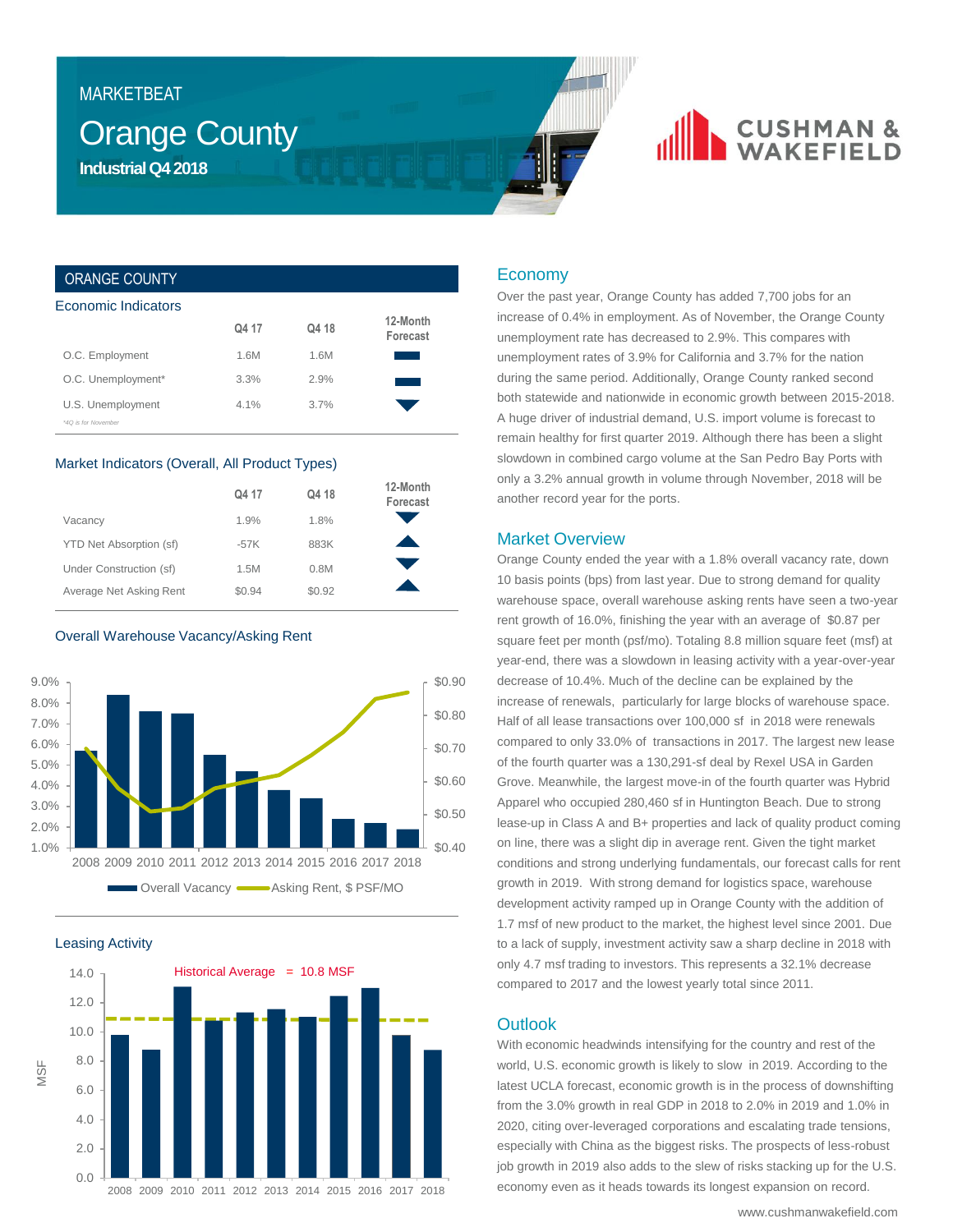MARKETBEAT

# Orange County

**Industrial Q4 2018**

CUSHMAN & WAKEFIELD

## ORANGE COUNTY

### Economic Indicators

| | Q4 17 | Q4 18 | 12-Month Forecast |
|---|---|---|---|
| O.C. Employment | 1.6M | 1.6M | ▬ |
| O.C. Unemployment* | 3.3% | 2.9% | ▬ |
| U.S. Unemployment | 4.1% | 3.7% | ▼ |

*4Q is for November

### Market Indicators (Overall, All Product Types)

| | Q4 17 | Q4 18 | 12-Month Forecast |
|---|---|---|---|
| Vacancy | 1.9% | 1.8% | ▼ |
| YTD Net Absorption (sf) | -57K | 883K | ▲ |
| Under Construction (sf) | 1.5M | 0.8M | ▼ |
| Average Net Asking Rent | $0.94 | $0.92 | ▲ |

### Overall Warehouse Vacancy/Asking Rent

Overall Vacancy — Asking Rent, $ PSF/MO

### Leasing Activity

Historical Average = 10.8 MSF

## Economy

Over the past year, Orange County has added 7,700 jobs for an increase of 0.4% in employment. As of November, the Orange County unemployment rate has decreased to 2.9%. This compares with unemployment rates of 3.9% for California and 3.7% for the nation during the same period. Additionally, Orange County ranked second both statewide and nationwide in economic growth between 2015-2018. A huge driver of industrial demand, U.S. import volume is forecast to remain healthy for first quarter 2019. Although there has been a slight slowdown in combined cargo volume at the San Pedro Bay Ports with only a 3.2% annual growth in volume through November, 2018 will be another record year for the ports.

## Market Overview

Orange County ended the year with a 1.8% overall vacancy rate, down 10 basis points (bps) from last year. Due to strong demand for quality warehouse space, overall warehouse asking rents have seen a two-year rent growth of 16.0%, finishing the year with an average of $0.87 per square feet per month (psf/mo). Totaling 8.8 million square feet (msf) at year-end, there was a slowdown in leasing activity with a year-over-year decrease of 10.4%. Much of the decline can be explained by the increase of renewals, particularly for large blocks of warehouse space. Half of all lease transactions over 100,000 sf in 2018 were renewals compared to only 33.0% of transactions in 2017. The largest new lease of the fourth quarter was a 130,291-sf deal by Rexel USA in Garden Grove. Meanwhile, the largest move-in of the fourth quarter was Hybrid Apparel who occupied 280,460 sf in Huntington Beach. Due to strong lease-up in Class A and B+ properties and lack of quality product coming on line, there was a slight dip in average rent. Given the tight market conditions and strong underlying fundamentals, our forecast calls for rent growth in 2019. With strong demand for logistics space, warehouse development activity ramped up in Orange County with the addition of 1.7 msf of new product to the market, the highest level since 2001. Due to a lack of supply, investment activity saw a sharp decline in 2018 with only 4.7 msf trading to investors. This represents a 32.1% decrease compared to 2017 and the lowest yearly total since 2011.

## Outlook

With economic headwinds intensifying for the country and rest of the world, U.S. economic growth is likely to slow in 2019. According to the latest UCLA forecast, economic growth is in the process of downshifting from the 3.0% growth in real GDP in 2018 to 2.0% in 2019 and 1.0% in 2020, citing over-leveraged corporations and escalating trade tensions, especially with China as the biggest risks. The prospects of less-robust job growth in 2019 also adds to the slew of risks stacking up for the U.S. economy even as it heads towards its longest expansion on record.

www.cushmanwakefield.com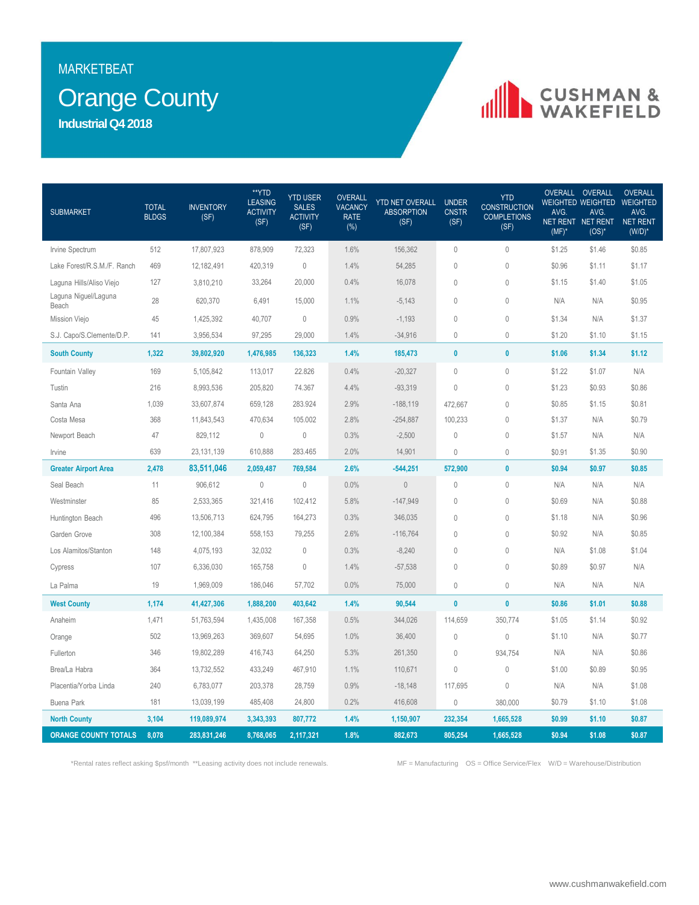MARKETBEAT

# Orange County

### Industrial Q4 2018

| SUBMARKET | TOTAL BLDGS | INVENTORY (SF) | **YTD LEASING ACTIVITY (SF) | YTD USER SALES ACTIVITY (SF) | OVERALL VACANCY RATE (%) | YTD NET OVERALL ABSORPTION (SF) | UNDER CNSTR (SF) | YTD CONSTRUCTION COMPLETIONS (SF) | OVERALL WEIGHTED AVG. NET RENT (MF)* | OVERALL WEIGHTED AVG. NET RENT (OS)* | OVERALL WEIGHTED AVG. NET RENT (W/D)* |
|---|---|---|---|---|---|---|---|---|---|---|---|
| Irvine Spectrum | 512 | 17,807,923 | 878,909 | 72,323 | 1.6% | 156,362 | 0 | 0 | $1.25 | $1.46 | $0.85 |
| Lake Forest/R.S.M./F. Ranch | 469 | 12,182,491 | 420,319 | 0 | 1.4% | 54,285 | 0 | 0 | $0.96 | $1.11 | $1.17 |
| Laguna Hills/Aliso Viejo | 127 | 3,810,210 | 33,264 | 20,000 | 0.4% | 16,078 | 0 | 0 | $1.15 | $1.40 | $1.05 |
| Laguna Niguel/Laguna Beach | 28 | 620,370 | 6,491 | 15,000 | 1.1% | -5,143 | 0 | 0 | N/A | N/A | $0.95 |
| Mission Viejo | 45 | 1,425,392 | 40,707 | 0 | 0.9% | -1,193 | 0 | 0 | $1.34 | N/A | $1.37 |
| S.J. Capo/S.Clemente/D.P. | 141 | 3,956,534 | 97,295 | 29,000 | 1.4% | -34,916 | 0 | 0 | $1.20 | $1.10 | $1.15 |
| **South County** | **1,322** | **39,802,920** | **1,476,985** | **136,323** | **1.4%** | **185,473** | **0** | **0** | **$1.06** | **$1.34** | **$1.12** |
| Fountain Valley | 169 | 5,105,842 | 113,017 | 22.826 | 0.4% | -20,327 | 0 | 0 | $1.22 | $1.07 | N/A |
| Tustin | 216 | 8,993,536 | 205,820 | 74.367 | 4.4% | -93,319 | 0 | 0 | $1.23 | $0.93 | $0.86 |
| Santa Ana | 1,039 | 33,607,874 | 659,128 | 283.924 | 2.9% | -188,119 | 472,667 | 0 | $0.85 | $1.15 | $0.81 |
| Costa Mesa | 368 | 11,843,543 | 470,634 | 105.002 | 2.8% | -254,887 | 100,233 | 0 | $1.37 | N/A | $0.79 |
| Newport Beach | 47 | 829,112 | 0 | 0 | 0.3% | -2,500 | 0 | 0 | $1.57 | N/A | N/A |
| Irvine | 639 | 23,131,139 | 610,888 | 283.465 | 2.0% | 14,901 | 0 | 0 | $0.91 | $1.35 | $0.90 |
| **Greater Airport Area** | **2,478** | **83,511,046** | **2,059,487** | **769,584** | **2.6%** | **-544,251** | **572,900** | **0** | **$0.94** | **$0.97** | **$0.85** |
| Seal Beach | 11 | 906,612 | 0 | 0 | 0.0% | 0 | 0 | 0 | N/A | N/A | N/A |
| Westminster | 85 | 2,533,365 | 321,416 | 102,412 | 5.8% | -147,949 | 0 | 0 | $0.69 | N/A | $0.88 |
| Huntington Beach | 496 | 13,506,713 | 624,795 | 164,273 | 0.3% | 346,035 | 0 | 0 | $1.18 | N/A | $0.96 |
| Garden Grove | 308 | 12,100,384 | 558,153 | 79,255 | 2.6% | -116,764 | 0 | 0 | $0.92 | N/A | $0.85 |
| Los Alamitos/Stanton | 148 | 4,075,193 | 32,032 | 0 | 0.3% | -8,240 | 0 | 0 | N/A | $1.08 | $1.04 |
| Cypress | 107 | 6,336,030 | 165,758 | 0 | 1.4% | -57,538 | 0 | 0 | $0.89 | $0.97 | N/A |
| La Palma | 19 | 1,969,009 | 186,046 | 57,702 | 0.0% | 75,000 | 0 | 0 | N/A | N/A | N/A |
| **West County** | **1,174** | **41,427,306** | **1,888,200** | **403,642** | **1.4%** | **90,544** | **0** | **0** | **$0.86** | **$1.01** | **$0.88** |
| Anaheim | 1,471 | 51,763,594 | 1,435,008 | 167,358 | 0.5% | 344,026 | 114,659 | 350,774 | $1.05 | $1.14 | $0.92 |
| Orange | 502 | 13,969,263 | 369,607 | 54,695 | 1.0% | 36,400 | 0 | 0 | $1.10 | N/A | $0.77 |
| Fullerton | 346 | 19,802,289 | 416,743 | 64,250 | 5.3% | 261,350 | 0 | 934,754 | N/A | N/A | $0.86 |
| Brea/La Habra | 364 | 13,732,552 | 433,249 | 467,910 | 1.1% | 110,671 | 0 | 0 | $1.00 | $0.89 | $0.95 |
| Placentia/Yorba Linda | 240 | 6,783,077 | 203,378 | 28,759 | 0.9% | -18,148 | 117,695 | 0 | N/A | N/A | $1.08 |
| Buena Park | 181 | 13,039,199 | 485,408 | 24,800 | 0.2% | 416,608 | 0 | 380,000 | $0.79 | $1.10 | $1.08 |
| **North County** | **3,104** | **119,089,974** | **3,343,393** | **807,772** | **1.4%** | **1,150,907** | **232,354** | **1,665,528** | **$0.99** | **$1.10** | **$0.87** |
| **ORANGE COUNTY TOTALS** | **8,078** | **283,831,246** | **8,768,065** | **2,117,321** | **1.8%** | **882,673** | **805,254** | **1,665,528** | **$0.94** | **$1.08** | **$0.87** |

*Rental rates reflect asking $psf/month **Leasing activity does not include renewals.

MF = Manufacturing OS = Office Service/Flex W/D = Warehouse/Distribution

www.cushmanwakefield.com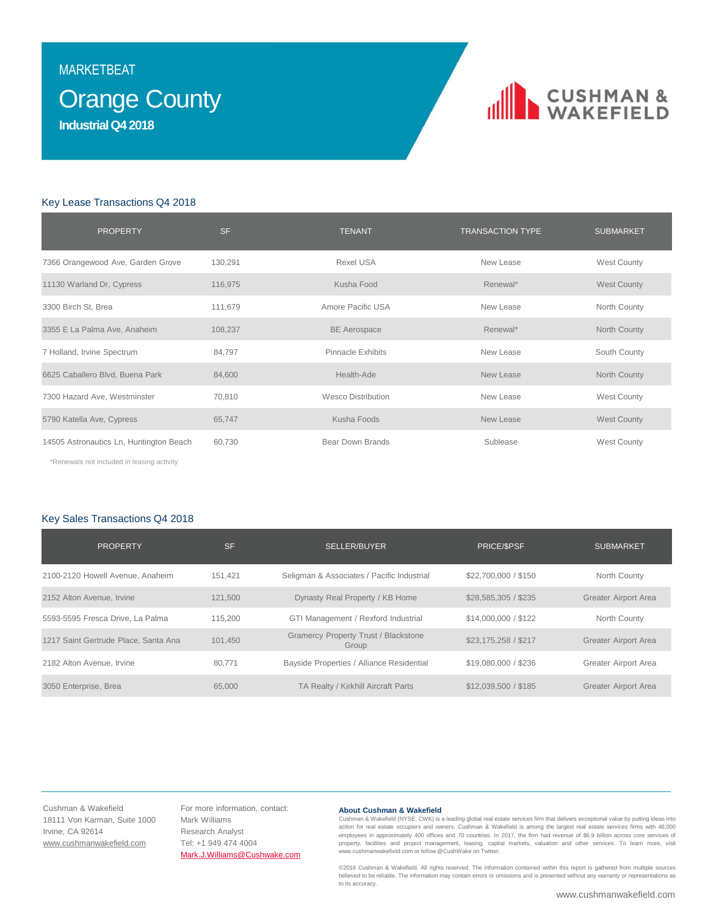MARKETBEAT

# Orange County

**Industrial Q4 2018**

## Key Lease Transactions Q4 2018

| PROPERTY | SF | TENANT | TRANSACTION TYPE | SUBMARKET |
|---|---|---|---|---|
| 7366 Orangewood Ave, Garden Grove | 130,291 | Rexel USA | New Lease | West County |
| 11130 Warland Dr, Cypress | 116,975 | Kusha Food | Renewal* | West County |
| 3300 Birch St, Brea | 111,679 | Amore Pacific USA | New Lease | North County |
| 3355 E La Palma Ave, Anaheim | 108,237 | BE Aerospace | Renewal* | North County |
| 7 Holland, Irvine Spectrum | 84,797 | Pinnacle Exhibits | New Lease | South County |
| 6625 Caballero Blvd, Buena Park | 84,600 | Health-Ade | New Lease | North County |
| 7300 Hazard Ave, Westminster | 70,810 | Wesco Distribution | New Lease | West County |
| 5790 Katella Ave, Cypress | 65,747 | Kusha Foods | New Lease | West County |
| 14505 Astronautics Ln, Huntington Beach | 60,730 | Bear Down Brands | Sublease | West County |

*Renewals not included in leasing activity

## Key Sales Transactions Q4 2018

| PROPERTY | SF | SELLER/BUYER | PRICE/$PSF | SUBMARKET |
|---|---|---|---|---|
| 2100-2120 Howell Avenue, Anaheim | 151,421 | Seligman & Associates / Pacific Industrial | $22,700,000 / $150 | North County |
| 2152 Alton Avenue, Irvine | 121,500 | Dynasty Real Property / KB Home | $28,585,305 / $235 | Greater Airport Area |
| 5593-5595 Fresca Drive, La Palma | 115,200 | GTI Management / Rexford Industrial | $14,000,000 / $122 | North County |
| 1217 Saint Gertrude Place, Santa Ana | 101,450 | Gramercy Property Trust / Blackstone Group | $23,175,258 / $217 | Greater Airport Area |
| 2182 Alton Avenue, Irvine | 80,771 | Bayside Properties / Alliance Residential | $19,080,000 / $236 | Greater Airport Area |
| 3050 Enterprise, Brea | 65,000 | TA Realty / Kirkhill Aircraft Parts | $12,039,500 / $185 | Greater Airport Area |

Cushman & Wakefield
18111 Von Karman, Suite 1000
Irvine, CA 92614
www.cushmanwakefield.com

For more information, contact:
Mark Williams
Research Analyst
Tel: +1 949 474 4004
Mark.J.Williams@Cushwake.com

**About Cushman & Wakefield**

Cushman & Wakefield (NYSE: CWK) is a leading global real estate services firm that delivers exceptional value by putting ideas into action for real estate occupiers and owners. Cushman & Wakefield is among the largest real estate services firms with 48,000 employees in approximately 400 offices and 70 countries. In 2017, the firm had revenue of $6.9 billion across core services of property, facilities and project management, leasing, capital markets, valuation and other services. To learn more, visit www.cushmanwakefield.com or follow @CushWake on Twitter.

©2018 Cushman & Wakefield. All rights reserved. The information contained within this report is gathered from multiple sources believed to be reliable. The information may contain errors or omissions and is presented without any warranty or representations as to its accuracy.

www.cushmanwakefield.com